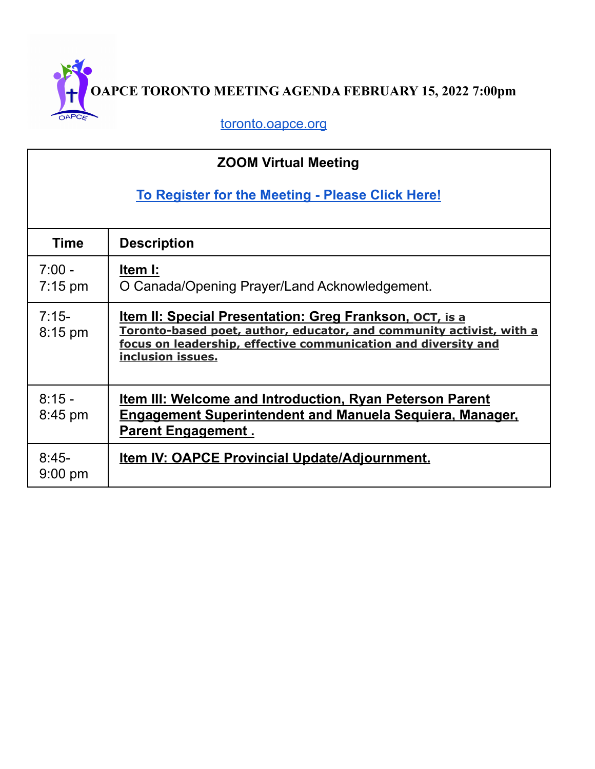# OAPCE TORONTO MEETING AGENDA FEBRUARY 15, 2022 7:00pm

toronto.oapce.org

| ZOOM Virtual Meeting<br><br>To Register for the Meeting - Please Click Here! | |
|---|---|
| **Time** | **Description** |
| 7:00 - 7:15 pm | **Item I:**<br>O Canada/Opening Prayer/Land Acknowledgement. |
| 7:15- 8:15 pm | **Item II: Special Presentation: Greg Frankson, OCT, is a Toronto-based poet, author, educator, and community activist, with a focus on leadership, effective communication and diversity and inclusion issues.** |
| 8:15 - 8:45 pm | **Item III: Welcome and Introduction, Ryan Peterson Parent Engagement Superintendent and Manuela Sequiera, Manager, Parent Engagement .** |
| 8:45- 9:00 pm | **Item IV: OAPCE Provincial Update/Adjournment.** |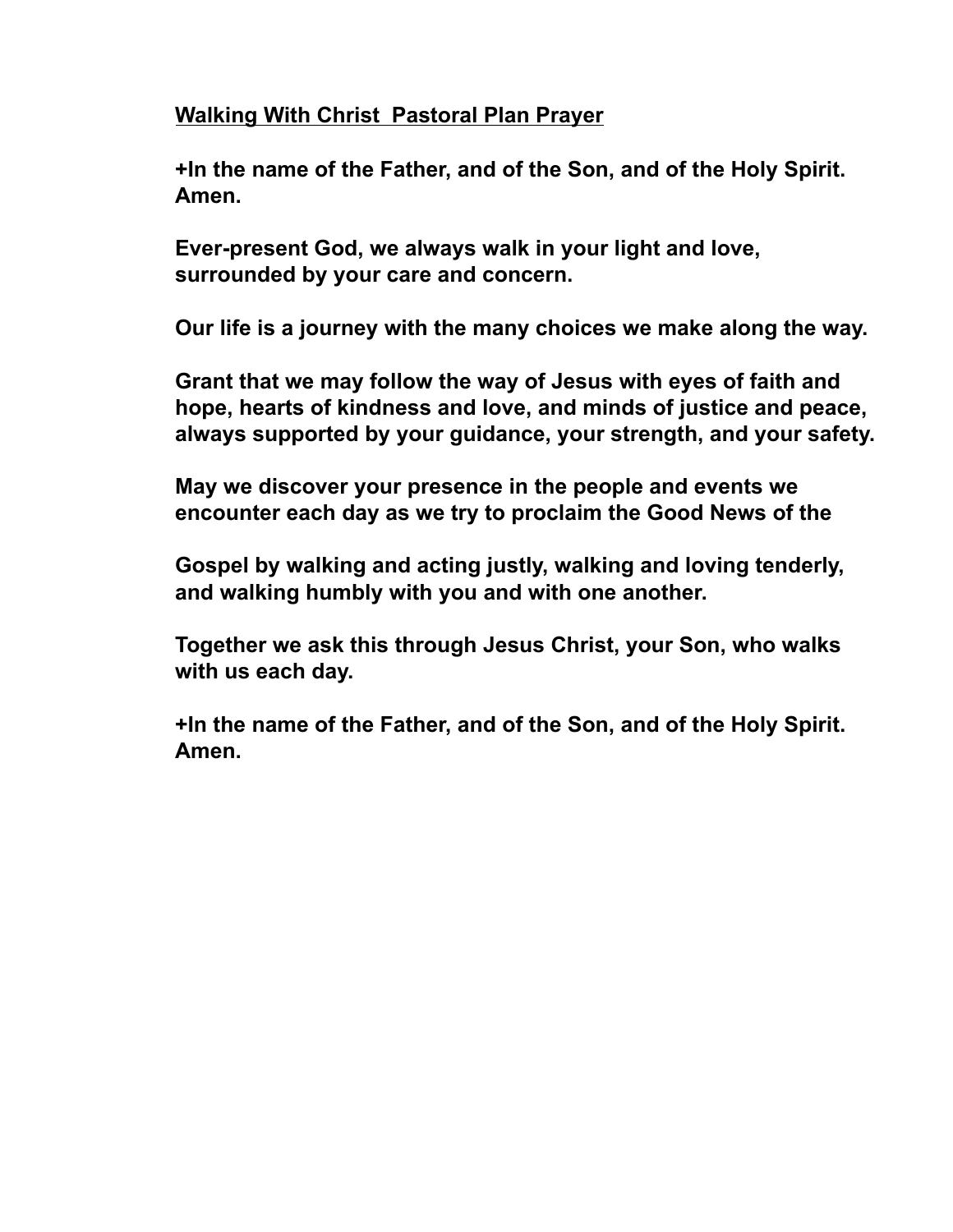**Walking With Christ  Pastoral Plan Prayer**

**+In the name of the Father, and of the Son, and of the Holy Spirit. Amen.**

**Ever-present God, we always walk in your light and love, surrounded by your care and concern.**

**Our life is a journey with the many choices we make along the way.**

**Grant that we may follow the way of Jesus with eyes of faith and hope, hearts of kindness and love, and minds of justice and peace, always supported by your guidance, your strength, and your safety.**

**May we discover your presence in the people and events we encounter each day as we try to proclaim the Good News of the**

**Gospel by walking and acting justly, walking and loving tenderly, and walking humbly with you and with one another.**

**Together we ask this through Jesus Christ, your Son, who walks with us each day.**

**+In the name of the Father, and of the Son, and of the Holy Spirit. Amen.**